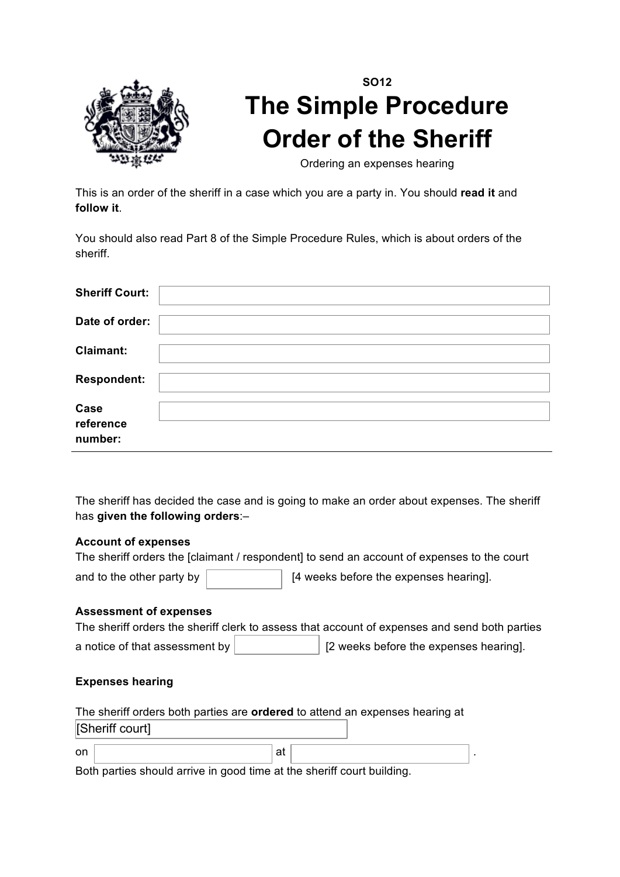**SO12**

# The Simple Procedure Order of the Sheriff

Ordering an expenses hearing

This is an order of the sheriff in a case which you are a party in. You should **read it** and **follow it**.

You should also read Part 8 of the Simple Procedure Rules, which is about orders of the sheriff.

| | |
|---|---|
| **Sheriff Court:** | |
| **Date of order:** | |
| **Claimant:** | |
| **Respondent:** | |
| **Case reference number:** | |

The sheriff has decided the case and is going to make an order about expenses. The sheriff has **given the following orders**:–

**Account of expenses**

The sheriff orders the [claimant / respondent] to send an account of expenses to the court and to the other party by ____________ [4 weeks before the expenses hearing].

**Assessment of expenses**

The sheriff orders the sheriff clerk to assess that account of expenses and send both parties a notice of that assessment by ____________ [2 weeks before the expenses hearing].

**Expenses hearing**

The sheriff orders both parties are **ordered** to attend an expenses hearing at [Sheriff court]

on ____________ at ____________ .

Both parties should arrive in good time at the sheriff court building.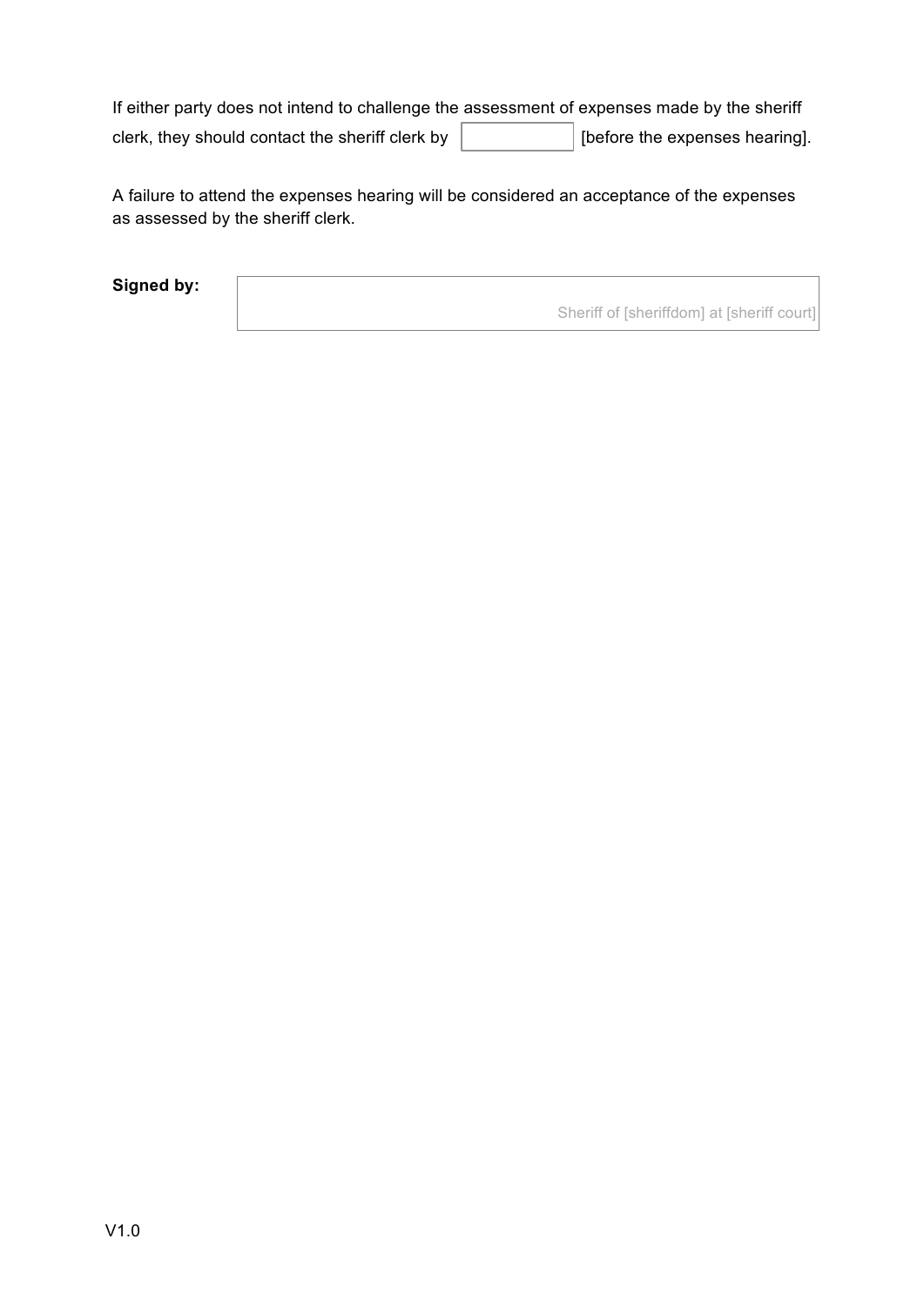If either party does not intend to challenge the assessment of expenses made by the sheriff clerk, they should contact the sheriff clerk by [before the expenses hearing].

A failure to attend the expenses hearing will be considered an acceptance of the expenses as assessed by the sheriff clerk.

**Signed by:** Sheriff of [sheriffdom] at [sheriff court]

V1.0